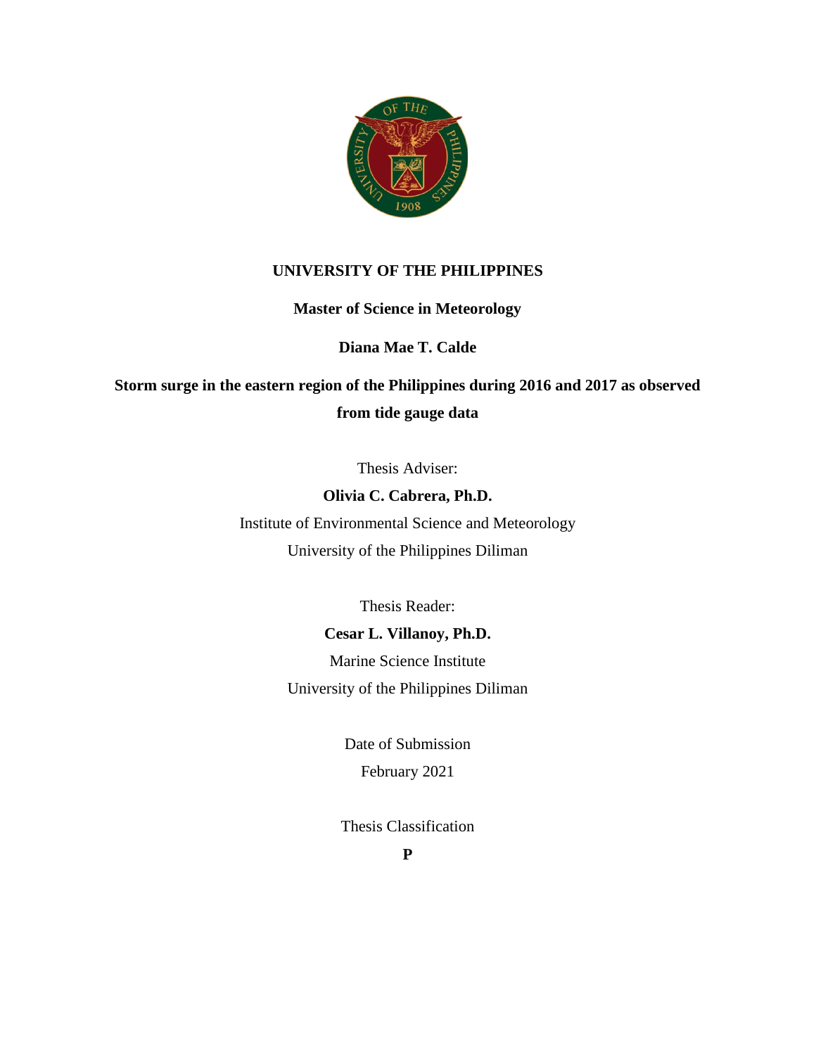**UNIVERSITY OF THE PHILIPPINES**

**Master of Science in Meteorology**

**Diana Mae T. Calde**

# Storm surge in the eastern region of the Philippines during 2016 and 2017 as observed from tide gauge data

Thesis Adviser:

**Olivia C. Cabrera, Ph.D.**

Institute of Environmental Science and Meteorology

University of the Philippines Diliman

Thesis Reader:

**Cesar L. Villanoy, Ph.D.**

Marine Science Institute

University of the Philippines Diliman

Date of Submission

February 2021

Thesis Classification

**P**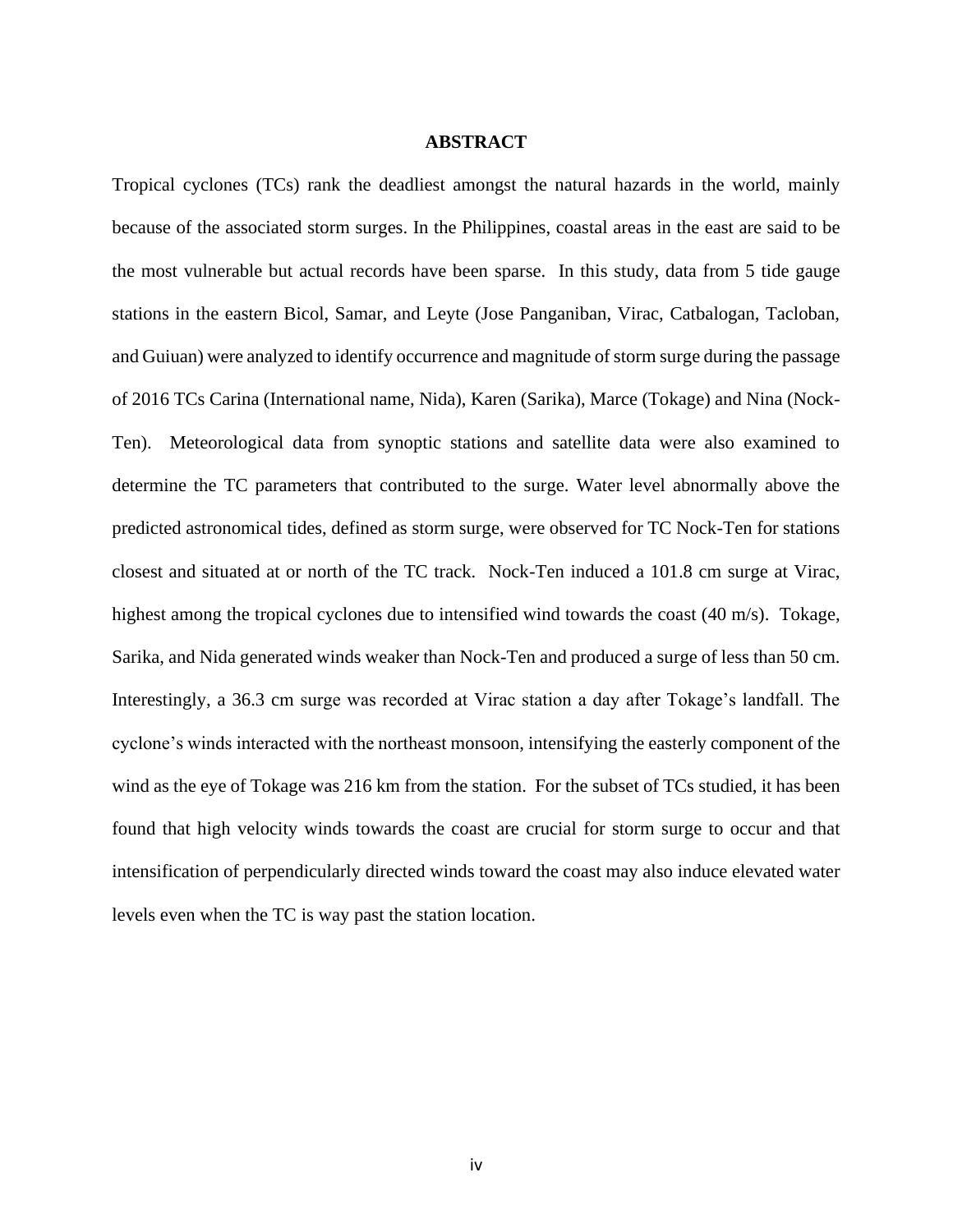## ABSTRACT

Tropical cyclones (TCs) rank the deadliest amongst the natural hazards in the world, mainly because of the associated storm surges. In the Philippines, coastal areas in the east are said to be the most vulnerable but actual records have been sparse. In this study, data from 5 tide gauge stations in the eastern Bicol, Samar, and Leyte (Jose Panganiban, Virac, Catbalogan, Tacloban, and Guiuan) were analyzed to identify occurrence and magnitude of storm surge during the passage of 2016 TCs Carina (International name, Nida), Karen (Sarika), Marce (Tokage) and Nina (Nock-Ten). Meteorological data from synoptic stations and satellite data were also examined to determine the TC parameters that contributed to the surge. Water level abnormally above the predicted astronomical tides, defined as storm surge, were observed for TC Nock-Ten for stations closest and situated at or north of the TC track. Nock-Ten induced a 101.8 cm surge at Virac, highest among the tropical cyclones due to intensified wind towards the coast (40 m/s). Tokage, Sarika, and Nida generated winds weaker than Nock-Ten and produced a surge of less than 50 cm. Interestingly, a 36.3 cm surge was recorded at Virac station a day after Tokage's landfall. The cyclone's winds interacted with the northeast monsoon, intensifying the easterly component of the wind as the eye of Tokage was 216 km from the station. For the subset of TCs studied, it has been found that high velocity winds towards the coast are crucial for storm surge to occur and that intensification of perpendicularly directed winds toward the coast may also induce elevated water levels even when the TC is way past the station location.